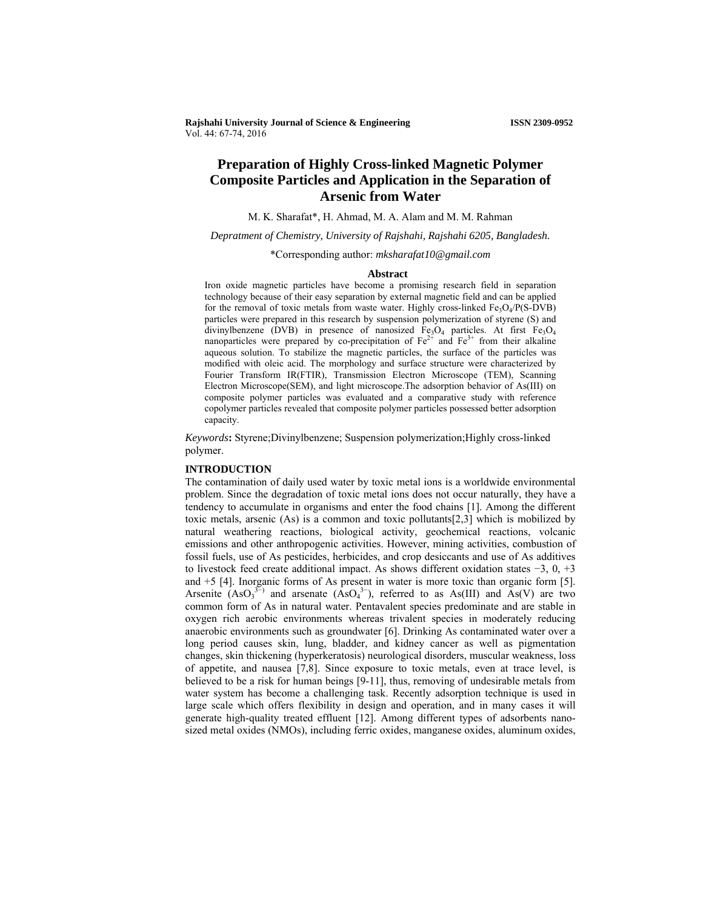# Preparation of Highly Cross-linked Magnetic Polymer Composite Particles and Application in the Separation of Arsenic from Water

M. K. Sharafat*, H. Ahmad, M. A. Alam and M. M. Rahman

*Depratment of Chemistry, University of Rajshahi, Rajshahi 6205, Bangladesh.*

*Corresponding author: *mksharafat10@gmail.com*

## Abstract

Iron oxide magnetic particles have become a promising research field in separation technology because of their easy separation by external magnetic field and can be applied for the removal of toxic metals from waste water. Highly cross-linked $Fe_3O_4$/P(S-DVB) particles were prepared in this research by suspension polymerization of styrene (S) and divinylbenzene (DVB) in presence of nanosized $Fe_3O_4$ particles. At first $Fe_3O_4$ nanoparticles were prepared by co-precipitation of $Fe^{2+}$ and $Fe^{3+}$ from their alkaline aqueous solution. To stabilize the magnetic particles, the surface of the particles was modified with oleic acid. The morphology and surface structure were characterized by Fourier Transform IR(FTIR), Transmission Electron Microscope (TEM), Scanning Electron Microscope(SEM), and light microscope.The adsorption behavior of As(III) on composite polymer particles was evaluated and a comparative study with reference copolymer particles revealed that composite polymer particles possessed better adsorption capacity.

*Keywords***:** Styrene;Divinylbenzene; Suspension polymerization;Highly cross-linked polymer.

## INTRODUCTION

The contamination of daily used water by toxic metal ions is a worldwide environmental problem. Since the degradation of toxic metal ions does not occur naturally, they have a tendency to accumulate in organisms and enter the food chains [1]. Among the different toxic metals, arsenic (As) is a common and toxic pollutants[2,3] which is mobilized by natural weathering reactions, biological activity, geochemical reactions, volcanic emissions and other anthropogenic activities. However, mining activities, combustion of fossil fuels, use of As pesticides, herbicides, and crop desiccants and use of As additives to livestock feed create additional impact. As shows different oxidation states −3, 0, +3 and +5 [4]. Inorganic forms of As present in water is more toxic than organic form [5]. Arsenite ($AsO_3^{3-}$) and arsenate ($AsO_4^{3-}$), referred to as As(III) and As(V) are two common form of As in natural water. Pentavalent species predominate and are stable in oxygen rich aerobic environments whereas trivalent species in moderately reducing anaerobic environments such as groundwater [6]. Drinking As contaminated water over a long period causes skin, lung, bladder, and kidney cancer as well as pigmentation changes, skin thickening (hyperkeratosis) neurological disorders, muscular weakness, loss of appetite, and nausea [7,8]. Since exposure to toxic metals, even at trace level, is believed to be a risk for human beings [9-11], thus, removing of undesirable metals from water system has become a challenging task. Recently adsorption technique is used in large scale which offers flexibility in design and operation, and in many cases it will generate high-quality treated effluent [12]. Among different types of adsorbents nano-sized metal oxides (NMOs), including ferric oxides, manganese oxides, aluminum oxides,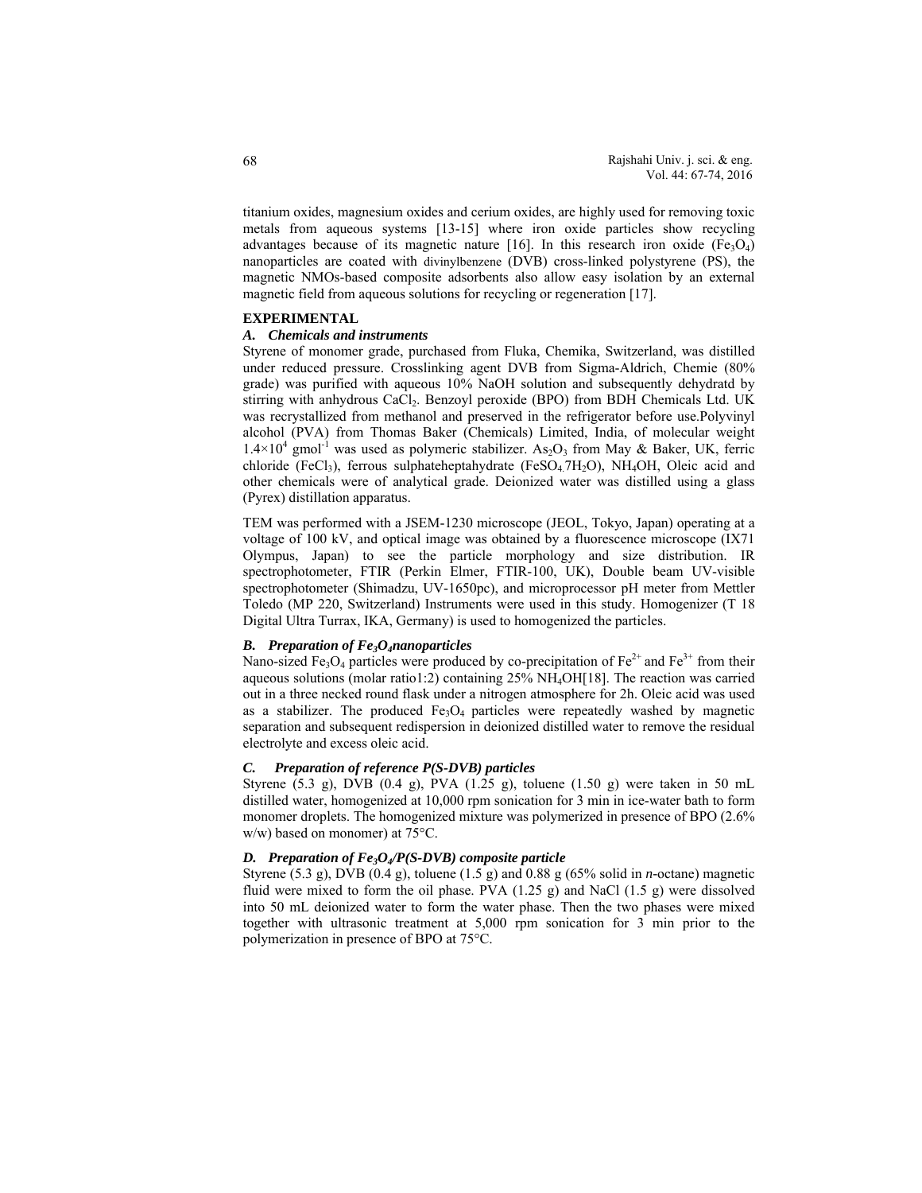titanium oxides, magnesium oxides and cerium oxides, are highly used for removing toxic metals from aqueous systems [13-15] where iron oxide particles show recycling advantages because of its magnetic nature [16]. In this research iron oxide ($Fe_3O_4$) nanoparticles are coated with divinylbenzene (DVB) cross-linked polystyrene (PS), the magnetic NMOs-based composite adsorbents also allow easy isolation by an external magnetic field from aqueous solutions for recycling or regeneration [17].

## EXPERIMENTAL

### *A. Chemicals and instruments*

Styrene of monomer grade, purchased from Fluka, Chemika, Switzerland, was distilled under reduced pressure. Crosslinking agent DVB from Sigma-Aldrich, Chemie (80% grade) was purified with aqueous 10% NaOH solution and subsequently dehydratd by stirring with anhydrous $CaCl_2$. Benzoyl peroxide (BPO) from BDH Chemicals Ltd. UK was recrystallized from methanol and preserved in the refrigerator before use.Polyvinyl alcohol (PVA) from Thomas Baker (Chemicals) Limited, India, of molecular weight $1.4\times10^4$ $gmol^{-1}$ was used as polymeric stabilizer. $As_2O_3$ from May & Baker, UK, ferric chloride ($FeCl_3$), ferrous sulphateheptahydrate ($FeSO_4.7H_2O$), $NH_4OH$, Oleic acid and other chemicals were of analytical grade. Deionized water was distilled using a glass (Pyrex) distillation apparatus.

TEM was performed with a JSEM-1230 microscope (JEOL, Tokyo, Japan) operating at a voltage of 100 kV, and optical image was obtained by a fluorescence microscope (IX71 Olympus, Japan) to see the particle morphology and size distribution. IR spectrophotometer, FTIR (Perkin Elmer, FTIR-100, UK), Double beam UV-visible spectrophotometer (Shimadzu, UV-1650pc), and microprocessor pH meter from Mettler Toledo (MP 220, Switzerland) Instruments were used in this study. Homogenizer (T 18 Digital Ultra Turrax, IKA, Germany) is used to homogenized the particles.

### *B. Preparation of $Fe_3O_4$nanoparticles*

Nano-sized $Fe_3O_4$ particles were produced by co-precipitation of $Fe^{2+}$ and $Fe^{3+}$ from their aqueous solutions (molar ratio1:2) containing 25% $NH_4OH$[18]. The reaction was carried out in a three necked round flask under a nitrogen atmosphere for 2h. Oleic acid was used as a stabilizer. The produced $Fe_3O_4$ particles were repeatedly washed by magnetic separation and subsequent redispersion in deionized distilled water to remove the residual electrolyte and excess oleic acid.

### *C. Preparation of reference P(S-DVB) particles*

Styrene (5.3 g), DVB (0.4 g), PVA (1.25 g), toluene (1.50 g) were taken in 50 mL distilled water, homogenized at 10,000 rpm sonication for 3 min in ice-water bath to form monomer droplets. The homogenized mixture was polymerized in presence of BPO (2.6% w/w) based on monomer) at 75°C.

### *D. Preparation of $Fe_3O_4$/P(S-DVB) composite particle*

Styrene (5.3 g), DVB (0.4 g), toluene (1.5 g) and 0.88 g (65% solid in *n*-octane) magnetic fluid were mixed to form the oil phase. PVA (1.25 g) and NaCl (1.5 g) were dissolved into 50 mL deionized water to form the water phase. Then the two phases were mixed together with ultrasonic treatment at 5,000 rpm sonication for 3 min prior to the polymerization in presence of BPO at 75°C.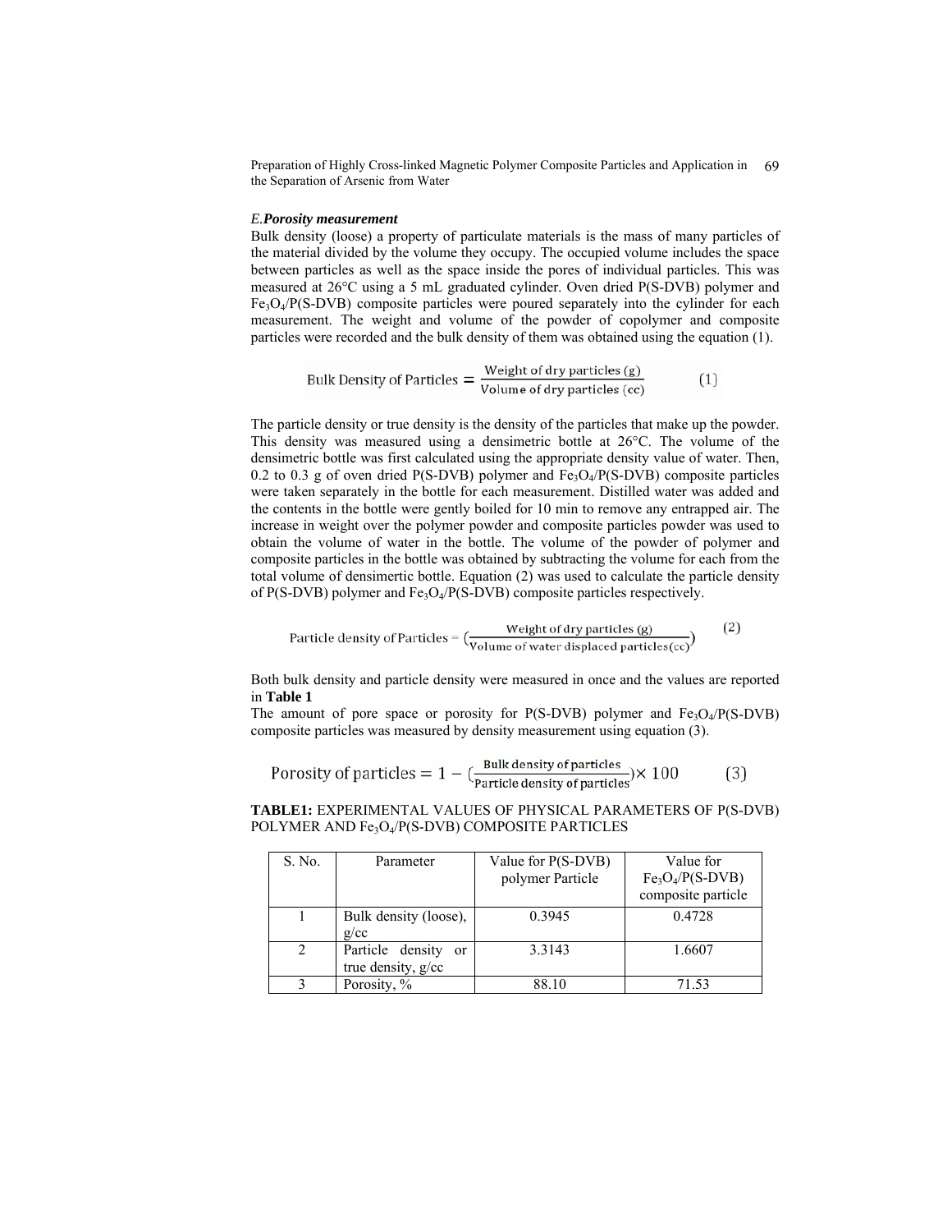### *E.* ***Porosity measurement***

Bulk density (loose) a property of particulate materials is the mass of many particles of the material divided by the volume they occupy. The occupied volume includes the space between particles as well as the space inside the pores of individual particles. This was measured at 26°C using a 5 mL graduated cylinder. Oven dried P(S-DVB) polymer and $Fe_3O_4$/P(S-DVB) composite particles were poured separately into the cylinder for each measurement. The weight and volume of the powder of copolymer and composite particles were recorded and the bulk density of them was obtained using the equation (1).

$$\text{Bulk Density of Particles} = \frac{\text{Weight of dry particles (g)}}{\text{Volume of dry particles (cc)}} \qquad (1)$$

The particle density or true density is the density of the particles that make up the powder. This density was measured using a densimetric bottle at 26°C. The volume of the densimetric bottle was first calculated using the appropriate density value of water. Then, 0.2 to 0.3 g of oven dried P(S-DVB) polymer and $Fe_3O_4$/P(S-DVB) composite particles were taken separately in the bottle for each measurement. Distilled water was added and the contents in the bottle were gently boiled for 10 min to remove any entrapped air. The increase in weight over the polymer powder and composite particles powder was used to obtain the volume of water in the bottle. The volume of the powder of polymer and composite particles in the bottle was obtained by subtracting the volume for each from the total volume of densimertic bottle. Equation (2) was used to calculate the particle density of P(S-DVB) polymer and $Fe_3O_4$/P(S-DVB) composite particles respectively.

$$\text{Particle density of Particles} = \left(\frac{\text{Weight of dry particles (g)}}{\text{Volume of water displaced particles(cc)}}\right) \qquad (2)$$

Both bulk density and particle density were measured in once and the values are reported in **Table 1**

The amount of pore space or porosity for P(S-DVB) polymer and $Fe_3O_4$/P(S-DVB) composite particles was measured by density measurement using equation (3).

$$\text{Porosity of particles} = 1 - \left(\frac{\text{Bulk density of particles}}{\text{Particle density of particles}}\right) \times 100 \qquad (3)$$

**TABLE1:** EXPERIMENTAL VALUES OF PHYSICAL PARAMETERS OF P(S-DVB) POLYMER AND $Fe_3O_4$/P(S-DVB) COMPOSITE PARTICLES

| S. No. | Parameter | Value for P(S-DVB) polymer Particle | Value for $Fe_3O_4$/P(S-DVB) composite particle |
|---|---|---|---|
| 1 | Bulk density (loose), g/cc | 0.3945 | 0.4728 |
| 2 | Particle density or true density, g/cc | 3.3143 | 1.6607 |
| 3 | Porosity, % | 88.10 | 71.53 |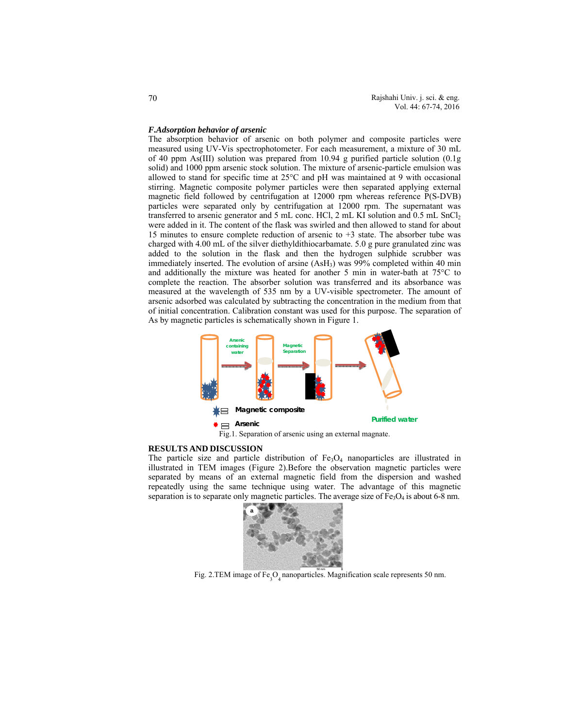### *F.Adsorption behavior of arsenic*

The absorption behavior of arsenic on both polymer and composite particles were measured using UV-Vis spectrophotometer. For each measurement, a mixture of 30 mL of 40 ppm As(III) solution was prepared from 10.94 g purified particle solution (0.1g solid) and 1000 ppm arsenic stock solution. The mixture of arsenic-particle emulsion was allowed to stand for specific time at 25°C and pH was maintained at 9 with occasional stirring. Magnetic composite polymer particles were then separated applying external magnetic field followed by centrifugation at 12000 rpm whereas reference P(S-DVB) particles were separated only by centrifugation at 12000 rpm. The supernatant was transferred to arsenic generator and 5 mL conc. HCl, 2 mL KI solution and 0.5 mL $SnCl_2$ were added in it. The content of the flask was swirled and then allowed to stand for about 15 minutes to ensure complete reduction of arsenic to +3 state. The absorber tube was charged with 4.00 mL of the silver diethyldithiocarbamate. 5.0 g pure granulated zinc was added to the solution in the flask and then the hydrogen sulphide scrubber was immediately inserted. The evolution of arsine ($AsH_3$) was 99% completed within 40 min and additionally the mixture was heated for another 5 min in water-bath at 75°C to complete the reaction. The absorber solution was transferred and its absorbance was measured at the wavelength of 535 nm by a UV-visible spectrometer. The amount of arsenic adsorbed was calculated by subtracting the concentration in the medium from that of initial concentration. Calibration constant was used for this purpose. The separation of As by magnetic particles is schematically shown in Figure 1.

Fig.1. Separation of arsenic using an external magnate.

## RESULTS AND DISCUSSION

The particle size and particle distribution of $Fe_3O_4$ nanoparticles are illustrated in illustrated in TEM images (Figure 2).Before the observation magnetic particles were separated by means of an external magnetic field from the dispersion and washed repeatedly using the same technique using water. The advantage of this magnetic separation is to separate only magnetic particles. The average size of $Fe_3O_4$ is about 6-8 nm.

Fig. 2.TEM image of $Fe_3O_4$ nanoparticles. Magnification scale represents 50 nm.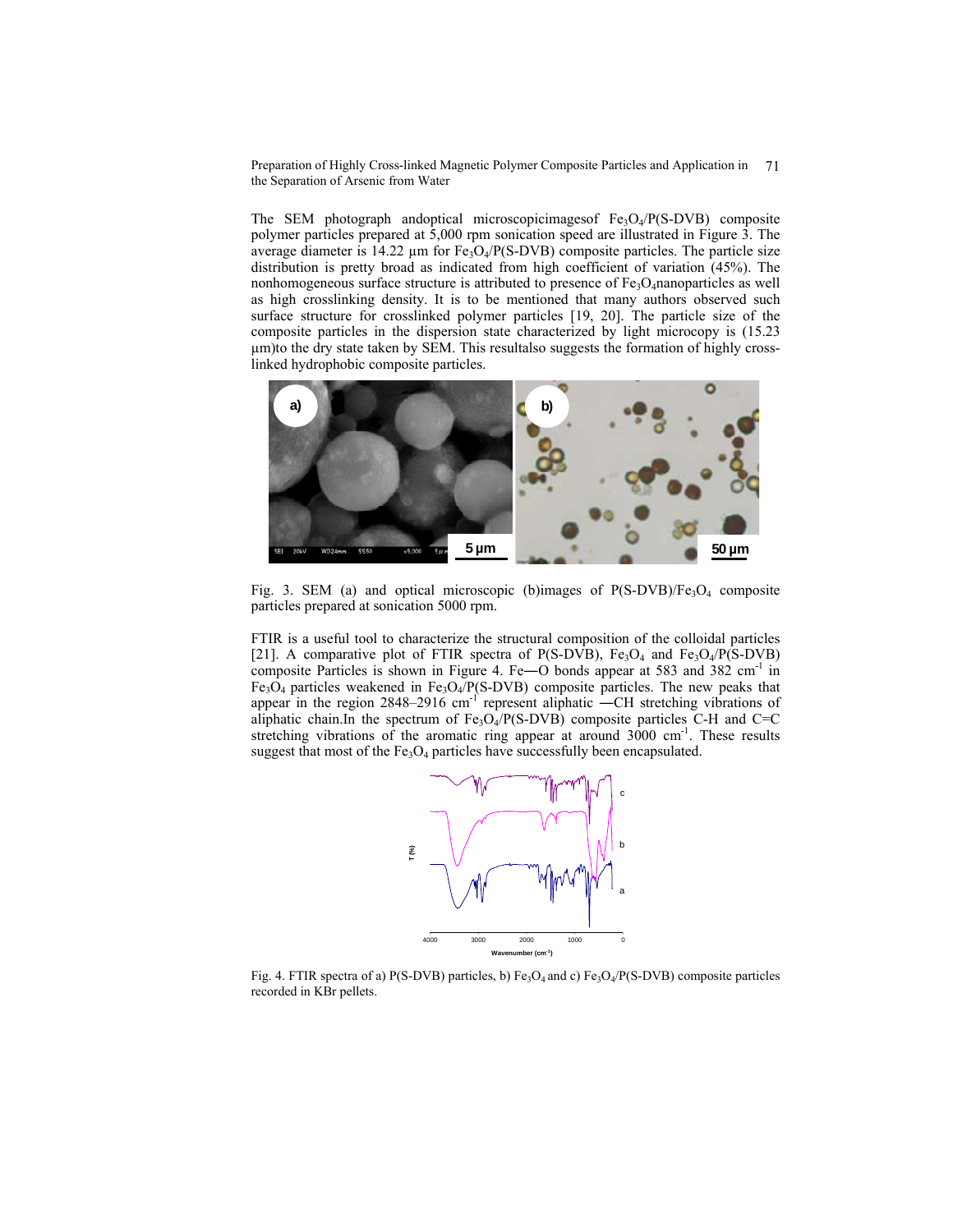The SEM photograph andoptical microscopicimagesof $Fe_3O_4$/P(S-DVB) composite polymer particles prepared at 5,000 rpm sonication speed are illustrated in Figure 3. The average diameter is 14.22 µm for $Fe_3O_4$/P(S-DVB) composite particles. The particle size distribution is pretty broad as indicated from high coefficient of variation (45%). The nonhomogeneous surface structure is attributed to presence of $Fe_3O_4$nanoparticles as well as high crosslinking density. It is to be mentioned that many authors observed such surface structure for crosslinked polymer particles [19, 20]. The particle size of the composite particles in the dispersion state characterized by light microcopy is (15.23 µm)to the dry state taken by SEM. This resultalso suggests the formation of highly cross-linked hydrophobic composite particles.

Fig. 3. SEM (a) and optical microscopic (b)images of P(S-DVB)/$Fe_3O_4$ composite particles prepared at sonication 5000 rpm.

FTIR is a useful tool to characterize the structural composition of the colloidal particles [21]. A comparative plot of FTIR spectra of P(S-DVB), $Fe_3O_4$ and $Fe_3O_4$/P(S-DVB) composite Particles is shown in Figure 4. Fe—O bonds appear at 583 and 382 $cm^{-1}$ in $Fe_3O_4$ particles weakened in $Fe_3O_4$/P(S-DVB) composite particles. The new peaks that appear in the region 2848–2916 $cm^{-1}$ represent aliphatic —CH stretching vibrations of aliphatic chain.In the spectrum of $Fe_3O_4$/P(S-DVB) composite particles C-H and C=C stretching vibrations of the aromatic ring appear at around 3000 $cm^{-1}$. These results suggest that most of the $Fe_3O_4$ particles have successfully been encapsulated.

Fig. 4. FTIR spectra of a) P(S-DVB) particles, b) $Fe_3O_4$ and c) $Fe_3O_4$/P(S-DVB) composite particles recorded in KBr pellets.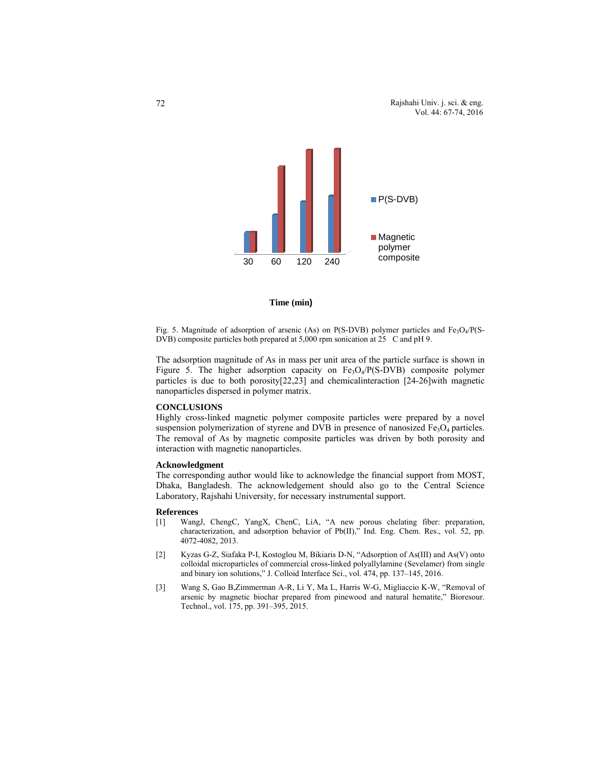30 60 120 240

P(S-DVB)

Magnetic polymer composite

**Time (min)**

Fig. 5. Magnitude of adsorption of arsenic (As) on P(S-DVB) polymer particles and $Fe_3O_4$/P(S-DVB) composite particles both prepared at 5,000 rpm sonication at 25 C and pH 9.

The adsorption magnitude of As in mass per unit area of the particle surface is shown in Figure 5. The higher adsorption capacity on $Fe_3O_4$/P(S-DVB) composite polymer particles is due to both porosity[22,23] and chemicalinteraction [24-26]with magnetic nanoparticles dispersed in polymer matrix.

## CONCLUSIONS

Highly cross-linked magnetic polymer composite particles were prepared by a novel suspension polymerization of styrene and DVB in presence of nanosized $Fe_3O_4$ particles. The removal of As by magnetic composite particles was driven by both porosity and interaction with magnetic nanoparticles.

### Acknowledgment

The corresponding author would like to acknowledge the financial support from MOST, Dhaka, Bangladesh. The acknowledgement should also go to the Central Science Laboratory, Rajshahi University, for necessary instrumental support.

### References

[1] WangJ, ChengC, YangX, ChenC, LiA, "A new porous chelating fiber: preparation, characterization, and adsorption behavior of Pb(II)," Ind. Eng. Chem. Res., vol. 52, pp. 4072-4082, 2013.

[2] Kyzas G-Z, Siafaka P-I, Kostoglou M, Bikiaris D-N, "Adsorption of As(III) and As(V) onto colloidal microparticles of commercial cross-linked polyallylamine (Sevelamer) from single and binary ion solutions," J. Colloid Interface Sci., vol. 474, pp. 137–145, 2016.

[3] Wang S, Gao B,Zimmerman A-R, Li Y, Ma L, Harris W-G, Migliaccio K-W, "Removal of arsenic by magnetic biochar prepared from pinewood and natural hematite," Bioresour. Technol., vol. 175, pp. 391–395, 2015.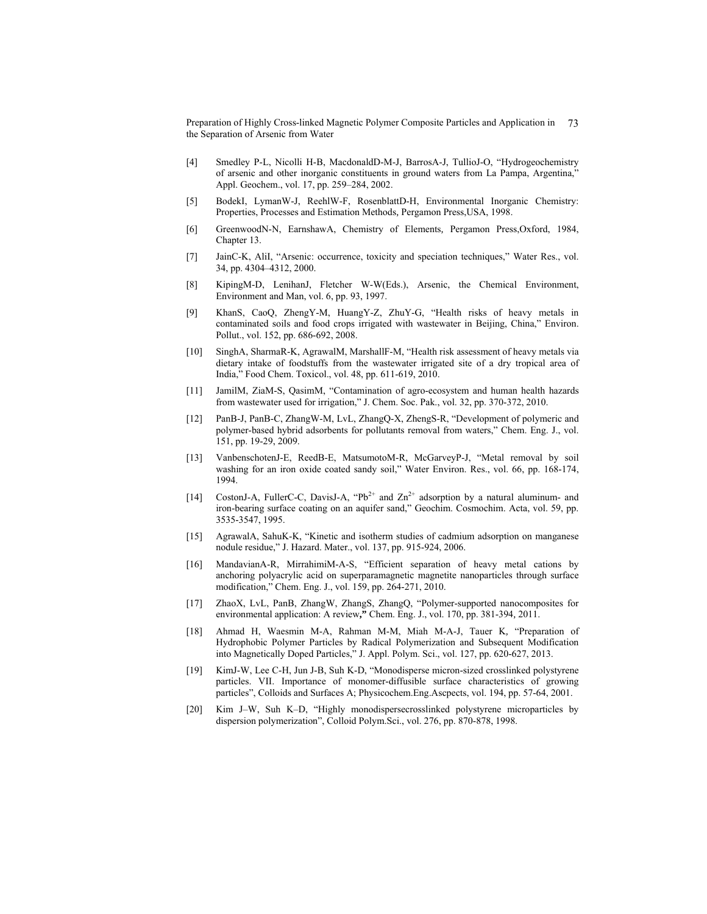[4] Smedley P-L, Nicolli H-B, MacdonaldD-M-J, BarrosA-J, TullioJ-O, "Hydrogeochemistry of arsenic and other inorganic constituents in ground waters from La Pampa, Argentina," Appl. Geochem., vol. 17, pp. 259–284, 2002.

[5] BodekI, LymanW-J, ReehlW-F, RosenblattD-H, Environmental Inorganic Chemistry: Properties, Processes and Estimation Methods, Pergamon Press,USA, 1998.

[6] GreenwoodN-N, EarnshawA, Chemistry of Elements, Pergamon Press,Oxford, 1984, Chapter 13.

[7] JainC-K, AliI, "Arsenic: occurrence, toxicity and speciation techniques," Water Res., vol. 34, pp. 4304–4312, 2000.

[8] KipingM-D, LenihanJ, Fletcher W-W(Eds.), Arsenic, the Chemical Environment, Environment and Man, vol. 6, pp. 93, 1997.

[9] KhanS, CaoQ, ZhengY-M, HuangY-Z, ZhuY-G, "Health risks of heavy metals in contaminated soils and food crops irrigated with wastewater in Beijing, China," Environ. Pollut., vol. 152, pp. 686-692, 2008.

[10] SinghA, SharmaR-K, AgrawalM, MarshallF-M, "Health risk assessment of heavy metals via dietary intake of foodstuffs from the wastewater irrigated site of a dry tropical area of India," Food Chem. Toxicol., vol. 48, pp. 611-619, 2010.

[11] JamilM, ZiaM-S, QasimM, "Contamination of agro-ecosystem and human health hazards from wastewater used for irrigation," J. Chem. Soc. Pak., vol. 32, pp. 370-372, 2010.

[12] PanB-J, PanB-C, ZhangW-M, LvL, ZhangQ-X, ZhengS-R, "Development of polymeric and polymer-based hybrid adsorbents for pollutants removal from waters," Chem. Eng. J., vol. 151, pp. 19-29, 2009.

[13] VanbenschotenJ-E, ReedB-E, MatsumotoM-R, McGarveyP-J, "Metal removal by soil washing for an iron oxide coated sandy soil," Water Environ. Res., vol. 66, pp. 168-174, 1994.

[14] CostonJ-A, FullerC-C, DavisJ-A, "$Pb^{2+}$ and $Zn^{2+}$ adsorption by a natural aluminum- and iron-bearing surface coating on an aquifer sand," Geochim. Cosmochim. Acta, vol. 59, pp. 3535-3547, 1995.

[15] AgrawalA, SahuK-K, "Kinetic and isotherm studies of cadmium adsorption on manganese nodule residue," J. Hazard. Mater., vol. 137, pp. 915-924, 2006.

[16] MandavianA-R, MirrahimiM-A-S, "Efficient separation of heavy metal cations by anchoring polyacrylic acid on superparamagnetic magnetite nanoparticles through surface modification," Chem. Eng. J., vol. 159, pp. 264-271, 2010.

[17] ZhaoX, LvL, PanB, ZhangW, ZhangS, ZhangQ, "Polymer-supported nanocomposites for environmental application: A review," Chem. Eng. J., vol. 170, pp. 381-394, 2011.

[18] Ahmad H, Waesmin M-A, Rahman M-M, Miah M-A-J, Tauer K, "Preparation of Hydrophobic Polymer Particles by Radical Polymerization and Subsequent Modification into Magnetically Doped Particles," J. Appl. Polym. Sci., vol. 127, pp. 620-627, 2013.

[19] KimJ-W, Lee C-H, Jun J-B, Suh K-D, "Monodisperse micron-sized crosslinked polystyrene particles. VII. Importance of monomer-diffusible surface characteristics of growing particles", Colloids and Surfaces A; Physicochem.Eng.Ascpects, vol. 194, pp. 57-64, 2001.

[20] Kim J–W, Suh K–D, "Highly monodispersecrosslinked polystyrene microparticles by dispersion polymerization", Colloid Polym.Sci., vol. 276, pp. 870-878, 1998.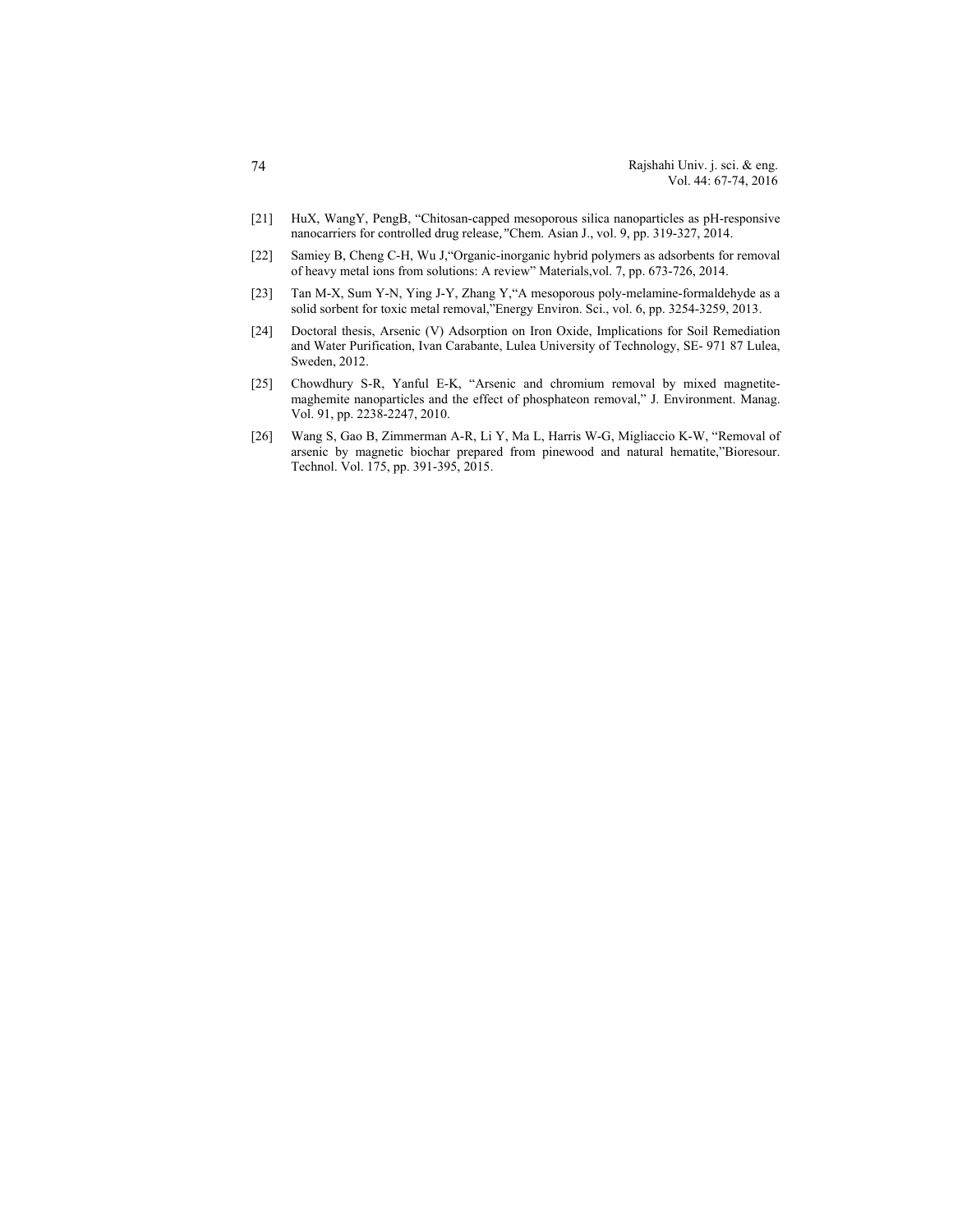[21] HuX, WangY, PengB, "Chitosan-capped mesoporous silica nanoparticles as pH-responsive nanocarriers for controlled drug release,"Chem. Asian J., vol. 9, pp. 319-327, 2014.

[22] Samiey B, Cheng C-H, Wu J,"Organic-inorganic hybrid polymers as adsorbents for removal of heavy metal ions from solutions: A review" Materials,vol. 7, pp. 673-726, 2014.

[23] Tan M-X, Sum Y-N, Ying J-Y, Zhang Y,"A mesoporous poly-melamine-formaldehyde as a solid sorbent for toxic metal removal,"Energy Environ. Sci., vol. 6, pp. 3254-3259, 2013.

[24] Doctoral thesis, Arsenic (V) Adsorption on Iron Oxide, Implications for Soil Remediation and Water Purification, Ivan Carabante, Lulea University of Technology, SE- 971 87 Lulea, Sweden, 2012.

[25] Chowdhury S-R, Yanful E-K, "Arsenic and chromium removal by mixed magnetite-maghemite nanoparticles and the effect of phosphateon removal," J. Environment. Manag. Vol. 91, pp. 2238-2247, 2010.

[26] Wang S, Gao B, Zimmerman A-R, Li Y, Ma L, Harris W-G, Migliaccio K-W, "Removal of arsenic by magnetic biochar prepared from pinewood and natural hematite,"Bioresour. Technol. Vol. 175, pp. 391-395, 2015.